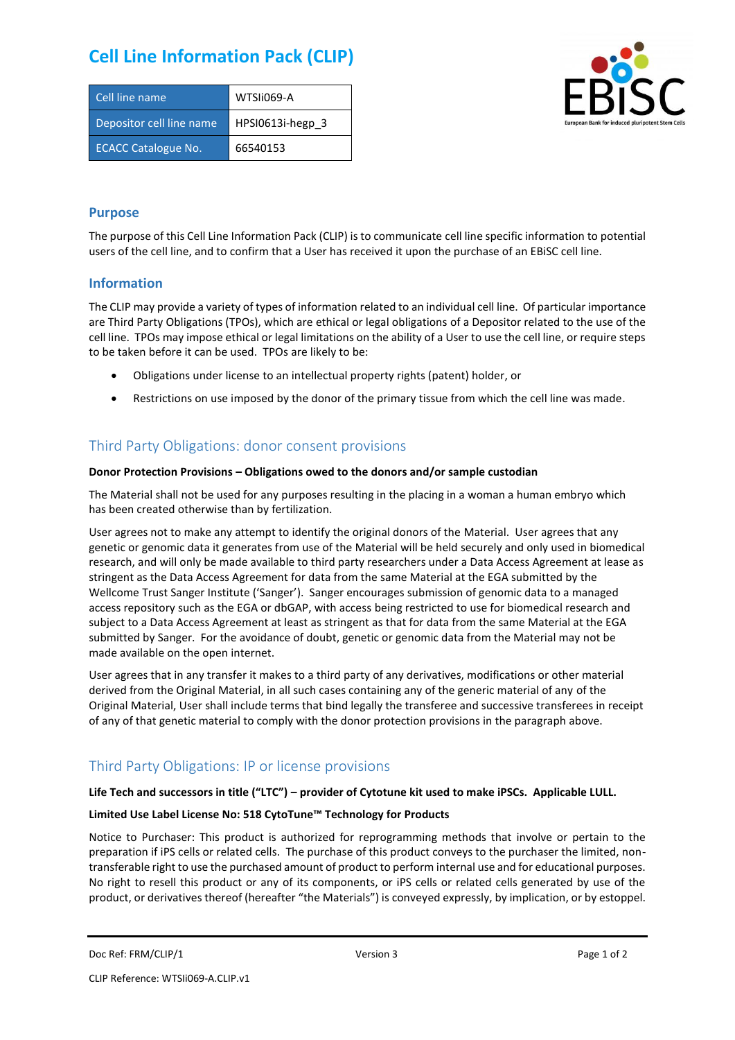# Cell Line Information Pack (CLIP)

| Cell line name | WTSIi069-A |
|---|---|
| Depositor cell line name | HPSI0613i-hegp_3 |
| ECACC Catalogue No. | 66540153 |

## Purpose

The purpose of this Cell Line Information Pack (CLIP) is to communicate cell line specific information to potential users of the cell line, and to confirm that a User has received it upon the purchase of an EBiSC cell line.

## Information

The CLIP may provide a variety of types of information related to an individual cell line. Of particular importance are Third Party Obligations (TPOs), which are ethical or legal obligations of a Depositor related to the use of the cell line. TPOs may impose ethical or legal limitations on the ability of a User to use the cell line, or require steps to be taken before it can be used. TPOs are likely to be:

- Obligations under license to an intellectual property rights (patent) holder, or
- Restrictions on use imposed by the donor of the primary tissue from which the cell line was made.

## Third Party Obligations: donor consent provisions

**Donor Protection Provisions – Obligations owed to the donors and/or sample custodian**

The Material shall not be used for any purposes resulting in the placing in a woman a human embryo which has been created otherwise than by fertilization.

User agrees not to make any attempt to identify the original donors of the Material. User agrees that any genetic or genomic data it generates from use of the Material will be held securely and only used in biomedical research, and will only be made available to third party researchers under a Data Access Agreement at lease as stringent as the Data Access Agreement for data from the same Material at the EGA submitted by the Wellcome Trust Sanger Institute ('Sanger'). Sanger encourages submission of genomic data to a managed access repository such as the EGA or dbGAP, with access being restricted to use for biomedical research and subject to a Data Access Agreement at least as stringent as that for data from the same Material at the EGA submitted by Sanger. For the avoidance of doubt, genetic or genomic data from the Material may not be made available on the open internet.

User agrees that in any transfer it makes to a third party of any derivatives, modifications or other material derived from the Original Material, in all such cases containing any of the generic material of any of the Original Material, User shall include terms that bind legally the transferee and successive transferees in receipt of any of that genetic material to comply with the donor protection provisions in the paragraph above.

## Third Party Obligations: IP or license provisions

**Life Tech and successors in title ("LTC") – provider of Cytotune kit used to make iPSCs. Applicable LULL.**

**Limited Use Label License No: 518 CytoTune™ Technology for Products**

Notice to Purchaser: This product is authorized for reprogramming methods that involve or pertain to the preparation if iPS cells or related cells. The purchase of this product conveys to the purchaser the limited, non-transferable right to use the purchased amount of product to perform internal use and for educational purposes. No right to resell this product or any of its components, or iPS cells or related cells generated by use of the product, or derivatives thereof (hereafter "the Materials") is conveyed expressly, by implication, or by estoppel.

Doc Ref: FRM/CLIP/1 Version 3

CLIP Reference: WTSIi069-A.CLIP.v1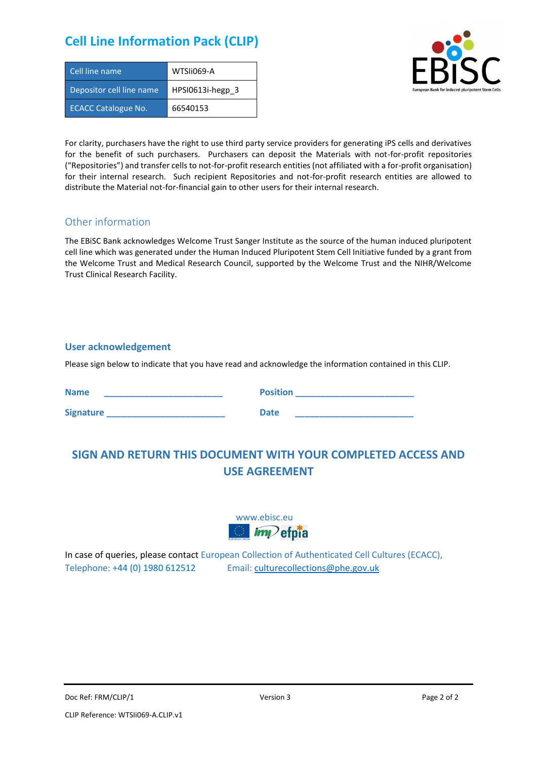# Cell Line Information Pack (CLIP)

| | |
|---|---|
| Cell line name | WTSIi069-A |
| Depositor cell line name | HPSI0613i-hegp_3 |
| ECACC Catalogue No. | 66540153 |

For clarity, purchasers have the right to use third party service providers for generating iPS cells and derivatives for the benefit of such purchasers. Purchasers can deposit the Materials with not-for-profit repositories ("Repositories") and transfer cells to not-for-profit research entities (not affiliated with a for-profit organisation) for their internal research. Such recipient Repositories and not-for-profit research entities are allowed to distribute the Material not-for-financial gain to other users for their internal research.

## Other information

The EBiSC Bank acknowledges Welcome Trust Sanger Institute as the source of the human induced pluripotent cell line which was generated under the Human Induced Pluripotent Stem Cell Initiative funded by a grant from the Welcome Trust and Medical Research Council, supported by the Welcome Trust and the NIHR/Welcome Trust Clinical Research Facility.

### User acknowledgement

Please sign below to indicate that you have read and acknowledge the information contained in this CLIP.

**Name** ________________________ **Position** ________________________

**Signature** ________________________ **Date** ________________________

## SIGN AND RETURN THIS DOCUMENT WITH YOUR COMPLETED ACCESS AND USE AGREEMENT

www.ebisc.eu

In case of queries, please contact European Collection of Authenticated Cell Cultures (ECACC), Telephone: +44 (0) 1980 612512 Email: culturecollections@phe.gov.uk

Doc Ref: FRM/CLIP/1 Version 3

CLIP Reference: WTSIi069-A.CLIP.v1